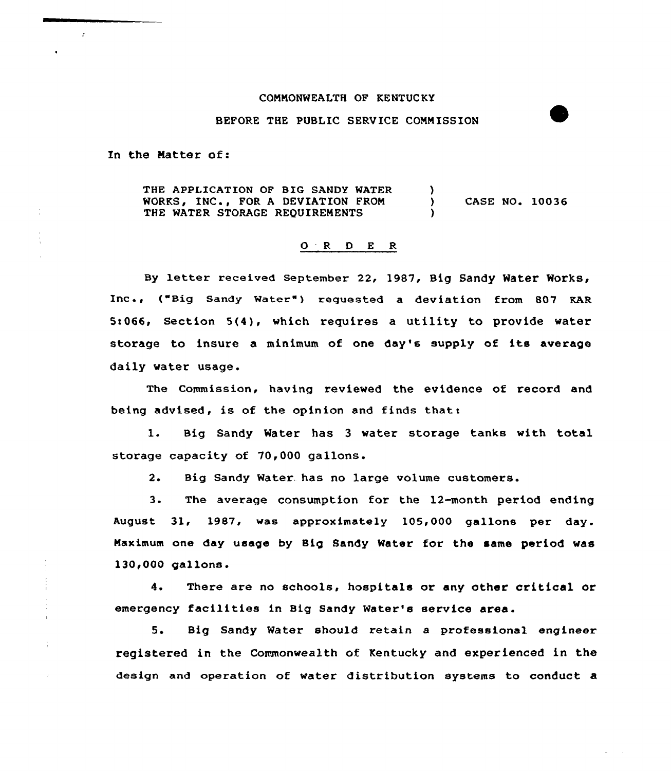COMMONWEALTH OF KENTUCKY

BEFORE THE PUBLIC SERVICE COMMISSION

In the Matter of:

THE APPLICATION OF BIG SANDY WATER WORKS, INC., FOR A DEVIATION FROM THE WATER STORAGE REQUIREMENTS ) CASE NO. 10036

## O R D E R

By letter received September 22, 1987, Big Sandy Water Works, Inc., ("Big Sandy Water") requested a deviation from 807 KAR 5:066, Section 5(4), which requires a utility to provide water storage to insure a minimum of one day's supply of its average daily water usage.

The Commission, having reviewed the evidence of record and being advised, is of the opinion and finds that:

1. Big Sandy Water has 3 water storage tanks with total storage capacity of 70,000 gallons.

2. Big Sandy Water has no large volume customers.

3. The average consumption for the 12-month period ending August 31, 1987, was approximately 105,000 gallons per day. Maximum one day usage by Big Sandy Water for the same period was 130,000 gallons.

4. There are no schools, hospitals or any other critical or emergency facilities in Big Sandy Water's service area.

5. Big Sandy Water should retain a professional engineer registered in the Commonwealth of Kentucky and experienced in the design and operation of water distribution systems to conduct a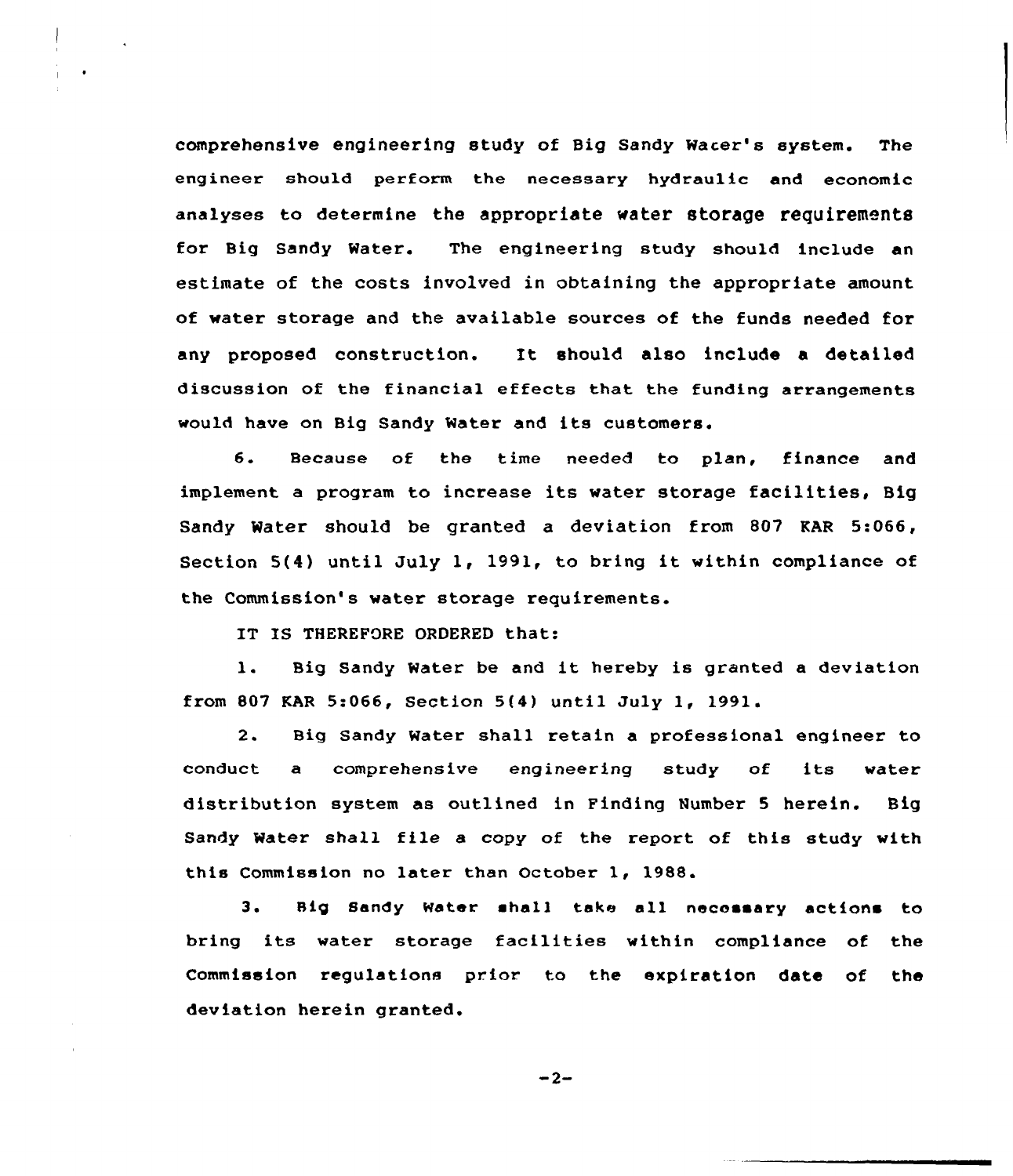comprehensive engineering study of Big Sandy Water's system. The engineer should perform the necessary hydraulic and economic analyses to determine the appropriate water storage requirements for Big Sandy Water. The engineering study should include an estimate of the costs involved in obtaining the appropriate amount of water storage and the available sources of the funds needed for any proposed construction. It should also include a detailed discussion of the financial effects that the funding arrangements would have on Big Sandy Water and its customers.

6. Because of the time needed to plan, finance and implement a program to increase its water storage facilities, Big Sandy Water should be granted a deviation from 807 KAR 5:066, Section 5(4) until July 1, 1991, to bring it within compliance of the Commission's water storage requirements.

IT IS THEREFORE ORDERED that:

1. Big Sandy Water be and it hereby is granted a deviation from 807 KAR 5:066, Section 5(4) until July 1, 1991.

2. Big Sandy Water shall retain a professional engineer to conduct a comprehensive engineering study of its water distribution system as outlined in Finding Number 5 herein. Big Sandy Water shall file a copy of the report of this study with this Commission no later than October 1, 1988.

3. Big Sandy Water shall take all necessary actions to bring its water storage facilities within compliance of the Commission regulations prior to the expiration date of the deviation herein granted.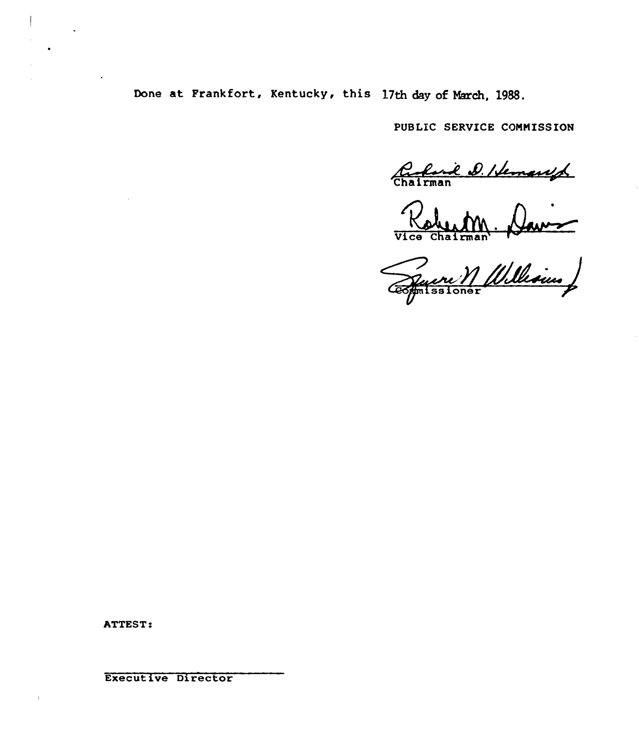Done at Frankfort, Kentucky, this 17th day of March, 1988.

PUBLIC SERVICE COMMISSION

Chairman

Vice Chairman

Commissioner

ATTEST:

Executive Director